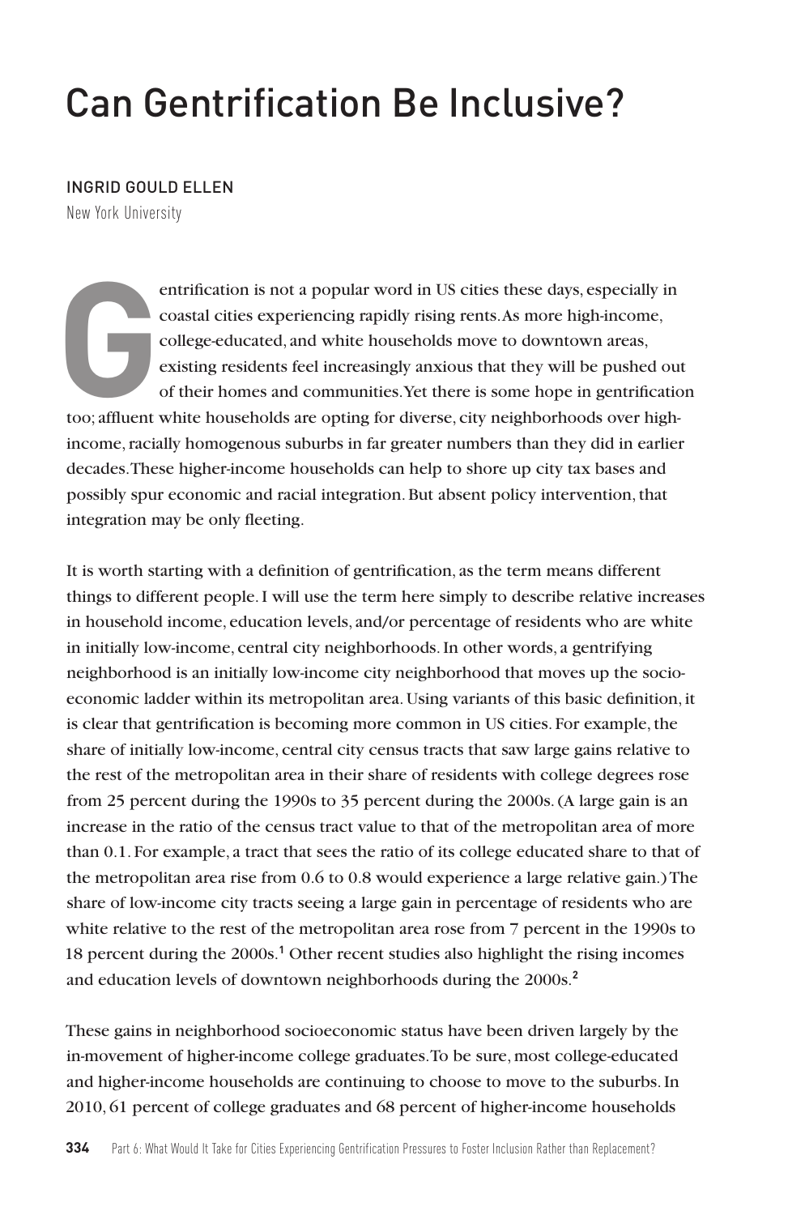# Can Gentrification Be Inclusive?

INGRID GOULD ELLEN

New York University

Gentrification is not a popular word in US cities these days, especially in coastal cities experiencing rapidly rising rents. As more high-income, college-educated, and white households move to downtown areas, existing residents feel increasingly anxious that they will be pushed out of their homes and communities. Yet there is some hope in gentrification too; affluent white households are opting for diverse, city neighborhoods over high-income, racially homogenous suburbs in far greater numbers than they did in earlier decades. These higher-income households can help to shore up city tax bases and possibly spur economic and racial integration. But absent policy intervention, that integration may be only fleeting.

It is worth starting with a definition of gentrification, as the term means different things to different people. I will use the term here simply to describe relative increases in household income, education levels, and/or percentage of residents who are white in initially low-income, central city neighborhoods. In other words, a gentrifying neighborhood is an initially low-income city neighborhood that moves up the socio-economic ladder within its metropolitan area. Using variants of this basic definition, it is clear that gentrification is becoming more common in US cities. For example, the share of initially low-income, central city census tracts that saw large gains relative to the rest of the metropolitan area in their share of residents with college degrees rose from 25 percent during the 1990s to 35 percent during the 2000s. (A large gain is an increase in the ratio of the census tract value to that of the metropolitan area of more than 0.1. For example, a tract that sees the ratio of its college educated share to that of the metropolitan area rise from 0.6 to 0.8 would experience a large relative gain.) The share of low-income city tracts seeing a large gain in percentage of residents who are white relative to the rest of the metropolitan area rose from 7 percent in the 1990s to 18 percent during the 2000s.[1] Other recent studies also highlight the rising incomes and education levels of downtown neighborhoods during the 2000s.[2]

These gains in neighborhood socioeconomic status have been driven largely by the in-movement of higher-income college graduates. To be sure, most college-educated and higher-income households are continuing to choose to move to the suburbs. In 2010, 61 percent of college graduates and 68 percent of higher-income households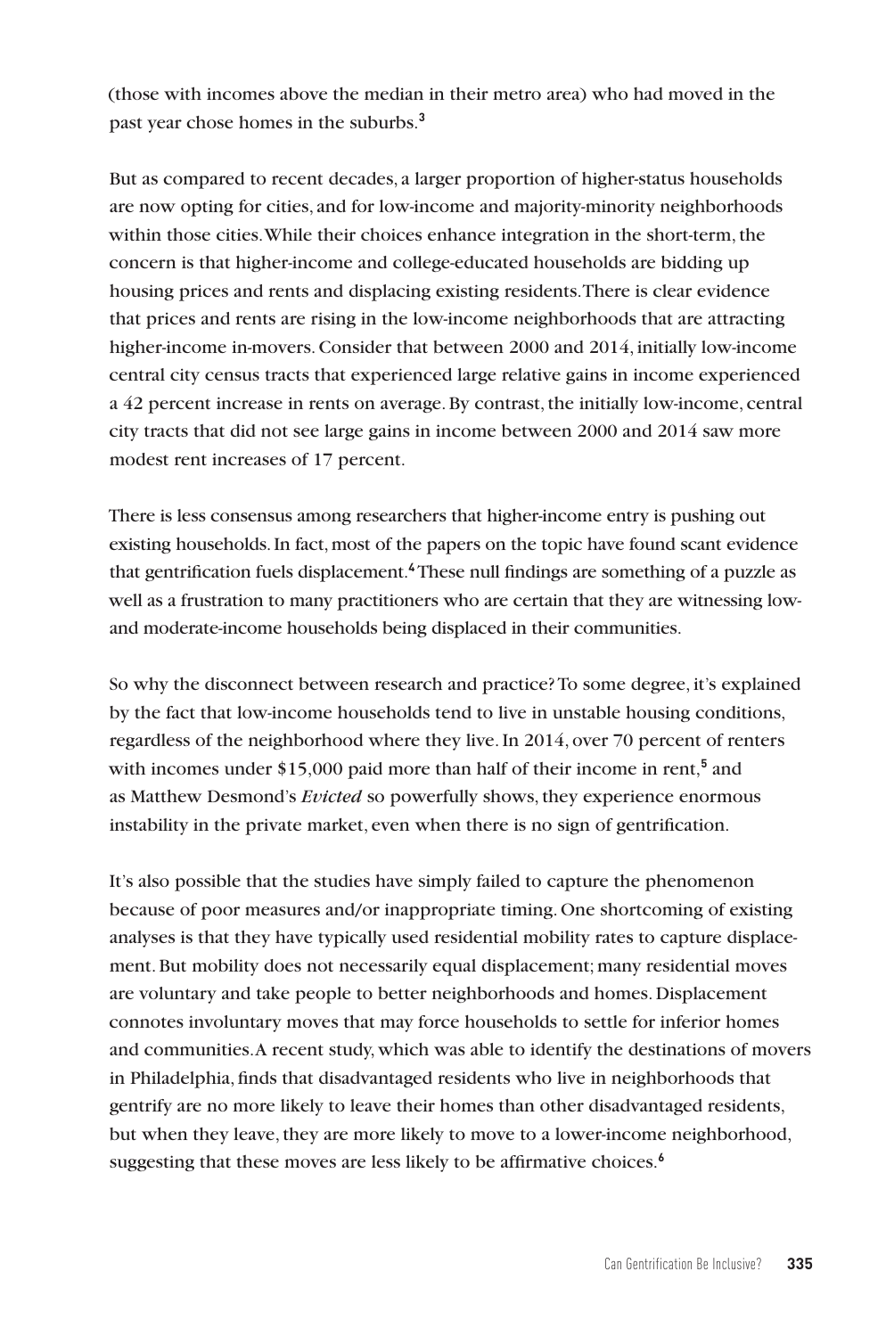(those with incomes above the median in their metro area) who had moved in the past year chose homes in the suburbs.[3]

But as compared to recent decades, a larger proportion of higher-status households are now opting for cities, and for low-income and majority-minority neighborhoods within those cities. While their choices enhance integration in the short-term, the concern is that higher-income and college-educated households are bidding up housing prices and rents and displacing existing residents. There is clear evidence that prices and rents are rising in the low-income neighborhoods that are attracting higher-income in-movers. Consider that between 2000 and 2014, initially low-income central city census tracts that experienced large relative gains in income experienced a 42 percent increase in rents on average. By contrast, the initially low-income, central city tracts that did not see large gains in income between 2000 and 2014 saw more modest rent increases of 17 percent.

There is less consensus among researchers that higher-income entry is pushing out existing households. In fact, most of the papers on the topic have found scant evidence that gentrification fuels displacement.[4] These null findings are something of a puzzle as well as a frustration to many practitioners who are certain that they are witnessing low- and moderate-income households being displaced in their communities.

So why the disconnect between research and practice? To some degree, it's explained by the fact that low-income households tend to live in unstable housing conditions, regardless of the neighborhood where they live. In 2014, over 70 percent of renters with incomes under $15,000 paid more than half of their income in rent,[5] and as Matthew Desmond's *Evicted* so powerfully shows, they experience enormous instability in the private market, even when there is no sign of gentrification.

It's also possible that the studies have simply failed to capture the phenomenon because of poor measures and/or inappropriate timing. One shortcoming of existing analyses is that they have typically used residential mobility rates to capture displacement. But mobility does not necessarily equal displacement; many residential moves are voluntary and take people to better neighborhoods and homes. Displacement connotes involuntary moves that may force households to settle for inferior homes and communities. A recent study, which was able to identify the destinations of movers in Philadelphia, finds that disadvantaged residents who live in neighborhoods that gentrify are no more likely to leave their homes than other disadvantaged residents, but when they leave, they are more likely to move to a lower-income neighborhood, suggesting that these moves are less likely to be affirmative choices.[6]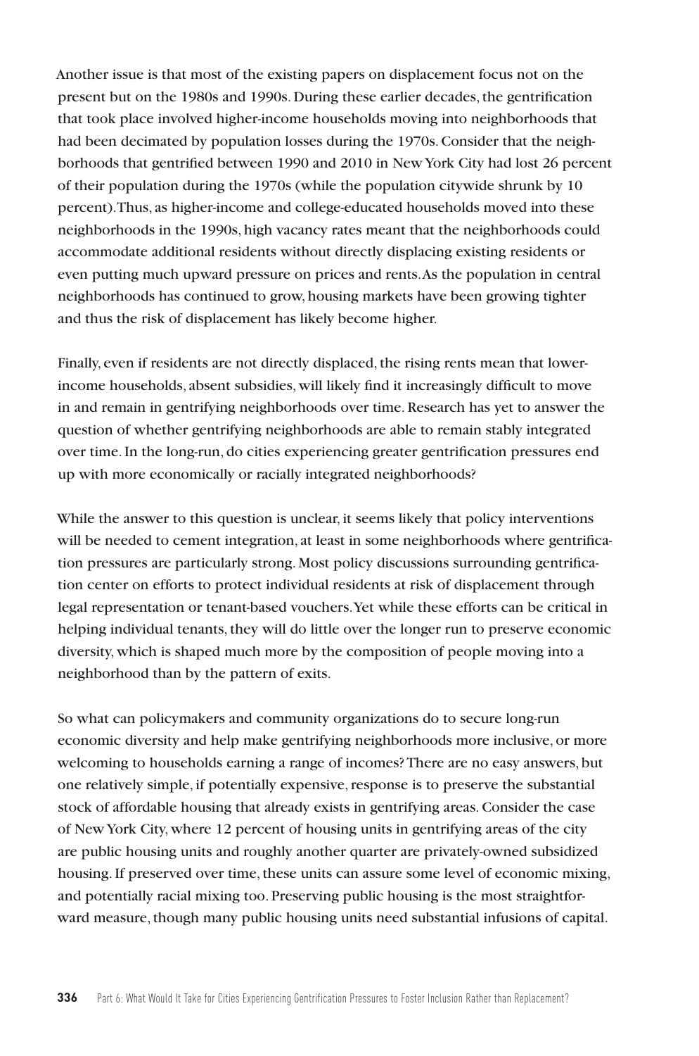Another issue is that most of the existing papers on displacement focus not on the present but on the 1980s and 1990s. During these earlier decades, the gentrification that took place involved higher-income households moving into neighborhoods that had been decimated by population losses during the 1970s. Consider that the neighborhoods that gentrified between 1990 and 2010 in New York City had lost 26 percent of their population during the 1970s (while the population citywide shrunk by 10 percent). Thus, as higher-income and college-educated households moved into these neighborhoods in the 1990s, high vacancy rates meant that the neighborhoods could accommodate additional residents without directly displacing existing residents or even putting much upward pressure on prices and rents. As the population in central neighborhoods has continued to grow, housing markets have been growing tighter and thus the risk of displacement has likely become higher.

Finally, even if residents are not directly displaced, the rising rents mean that lower-income households, absent subsidies, will likely find it increasingly difficult to move in and remain in gentrifying neighborhoods over time. Research has yet to answer the question of whether gentrifying neighborhoods are able to remain stably integrated over time. In the long-run, do cities experiencing greater gentrification pressures end up with more economically or racially integrated neighborhoods?

While the answer to this question is unclear, it seems likely that policy interventions will be needed to cement integration, at least in some neighborhoods where gentrification pressures are particularly strong. Most policy discussions surrounding gentrification center on efforts to protect individual residents at risk of displacement through legal representation or tenant-based vouchers. Yet while these efforts can be critical in helping individual tenants, they will do little over the longer run to preserve economic diversity, which is shaped much more by the composition of people moving into a neighborhood than by the pattern of exits.

So what can policymakers and community organizations do to secure long-run economic diversity and help make gentrifying neighborhoods more inclusive, or more welcoming to households earning a range of incomes? There are no easy answers, but one relatively simple, if potentially expensive, response is to preserve the substantial stock of affordable housing that already exists in gentrifying areas. Consider the case of New York City, where 12 percent of housing units in gentrifying areas of the city are public housing units and roughly another quarter are privately-owned subsidized housing. If preserved over time, these units can assure some level of economic mixing, and potentially racial mixing too. Preserving public housing is the most straightforward measure, though many public housing units need substantial infusions of capital.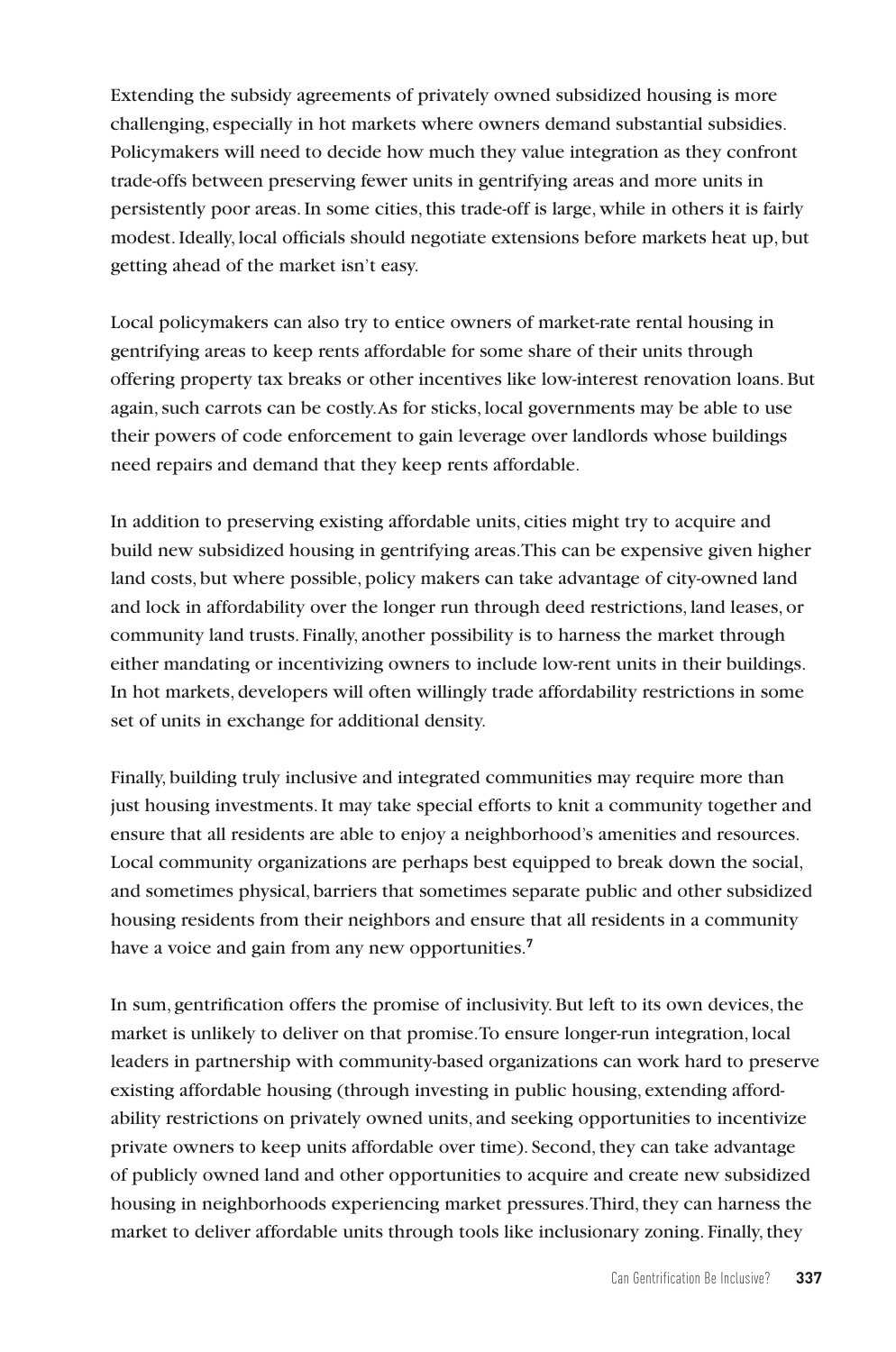Extending the subsidy agreements of privately owned subsidized housing is more challenging, especially in hot markets where owners demand substantial subsidies. Policymakers will need to decide how much they value integration as they confront trade-offs between preserving fewer units in gentrifying areas and more units in persistently poor areas. In some cities, this trade-off is large, while in others it is fairly modest. Ideally, local officials should negotiate extensions before markets heat up, but getting ahead of the market isn't easy.

Local policymakers can also try to entice owners of market-rate rental housing in gentrifying areas to keep rents affordable for some share of their units through offering property tax breaks or other incentives like low-interest renovation loans. But again, such carrots can be costly. As for sticks, local governments may be able to use their powers of code enforcement to gain leverage over landlords whose buildings need repairs and demand that they keep rents affordable.

In addition to preserving existing affordable units, cities might try to acquire and build new subsidized housing in gentrifying areas. This can be expensive given higher land costs, but where possible, policy makers can take advantage of city-owned land and lock in affordability over the longer run through deed restrictions, land leases, or community land trusts. Finally, another possibility is to harness the market through either mandating or incentivizing owners to include low-rent units in their buildings. In hot markets, developers will often willingly trade affordability restrictions in some set of units in exchange for additional density.

Finally, building truly inclusive and integrated communities may require more than just housing investments. It may take special efforts to knit a community together and ensure that all residents are able to enjoy a neighborhood's amenities and resources. Local community organizations are perhaps best equipped to break down the social, and sometimes physical, barriers that sometimes separate public and other subsidized housing residents from their neighbors and ensure that all residents in a community have a voice and gain from any new opportunities.[7]

In sum, gentrification offers the promise of inclusivity. But left to its own devices, the market is unlikely to deliver on that promise. To ensure longer-run integration, local leaders in partnership with community-based organizations can work hard to preserve existing affordable housing (through investing in public housing, extending affordability restrictions on privately owned units, and seeking opportunities to incentivize private owners to keep units affordable over time). Second, they can take advantage of publicly owned land and other opportunities to acquire and create new subsidized housing in neighborhoods experiencing market pressures. Third, they can harness the market to deliver affordable units through tools like inclusionary zoning. Finally, they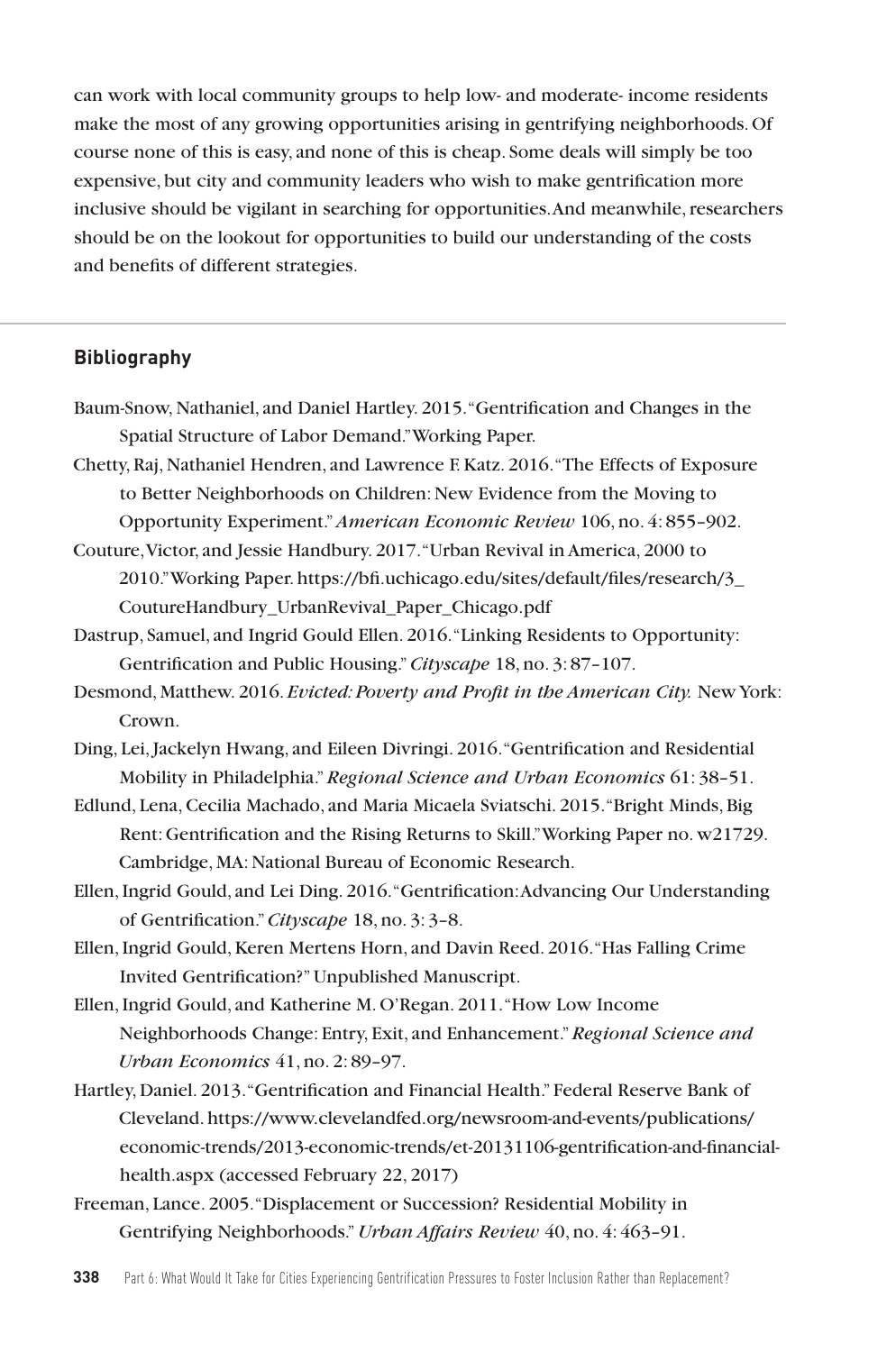can work with local community groups to help low- and moderate- income residents make the most of any growing opportunities arising in gentrifying neighborhoods. Of course none of this is easy, and none of this is cheap. Some deals will simply be too expensive, but city and community leaders who wish to make gentrification more inclusive should be vigilant in searching for opportunities. And meanwhile, researchers should be on the lookout for opportunities to build our understanding of the costs and benefits of different strategies.

---

## Bibliography

Baum-Snow, Nathaniel, and Daniel Hartley. 2015. "Gentrification and Changes in the Spatial Structure of Labor Demand." Working Paper.

Chetty, Raj, Nathaniel Hendren, and Lawrence F. Katz. 2016. "The Effects of Exposure to Better Neighborhoods on Children: New Evidence from the Moving to Opportunity Experiment." *American Economic Review* 106, no. 4: 855–902.

Couture, Victor, and Jessie Handbury. 2017. "Urban Revival in America, 2000 to 2010." Working Paper. https://bfi.uchicago.edu/sites/default/files/research/3_CoutureHandbury_UrbanRevival_Paper_Chicago.pdf

Dastrup, Samuel, and Ingrid Gould Ellen. 2016. "Linking Residents to Opportunity: Gentrification and Public Housing." *Cityscape* 18, no. 3: 87–107.

Desmond, Matthew. 2016. *Evicted: Poverty and Profit in the American City.* New York: Crown.

Ding, Lei, Jackelyn Hwang, and Eileen Divringi. 2016. "Gentrification and Residential Mobility in Philadelphia." *Regional Science and Urban Economics* 61: 38–51.

Edlund, Lena, Cecilia Machado, and Maria Micaela Sviatschi. 2015. "Bright Minds, Big Rent: Gentrification and the Rising Returns to Skill." Working Paper no. w21729. Cambridge, MA: National Bureau of Economic Research.

Ellen, Ingrid Gould, and Lei Ding. 2016. "Gentrification: Advancing Our Understanding of Gentrification." *Cityscape* 18, no. 3: 3–8.

Ellen, Ingrid Gould, Keren Mertens Horn, and Davin Reed. 2016. "Has Falling Crime Invited Gentrification?" Unpublished Manuscript.

Ellen, Ingrid Gould, and Katherine M. O'Regan. 2011. "How Low Income Neighborhoods Change: Entry, Exit, and Enhancement." *Regional Science and Urban Economics* 41, no. 2: 89–97.

Hartley, Daniel. 2013. "Gentrification and Financial Health." Federal Reserve Bank of Cleveland. https://www.clevelandfed.org/newsroom-and-events/publications/economic-trends/2013-economic-trends/et-20131106-gentrification-and-financial-health.aspx (accessed February 22, 2017)

Freeman, Lance. 2005. "Displacement or Succession? Residential Mobility in Gentrifying Neighborhoods." *Urban Affairs Review* 40, no. 4: 463–91.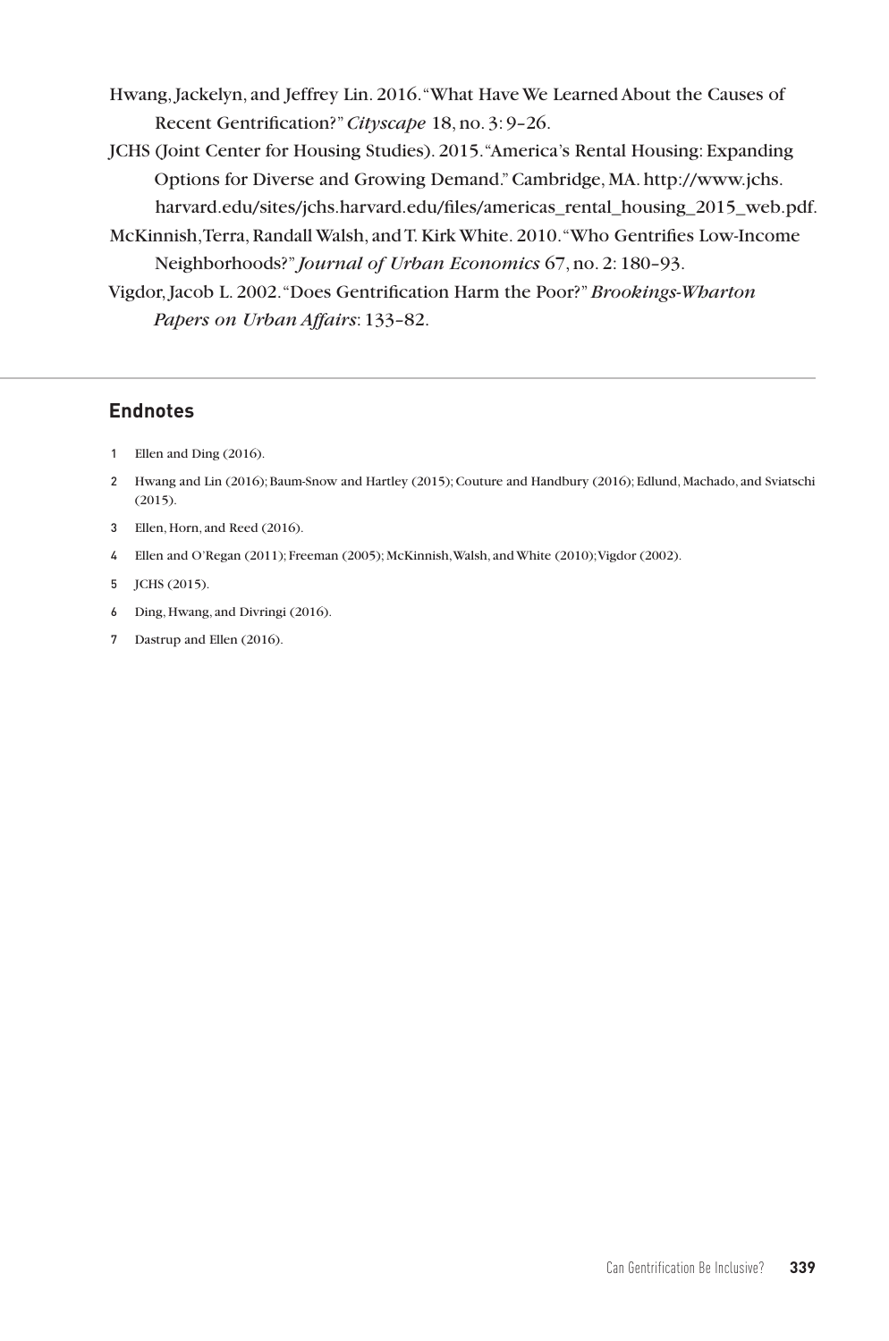Hwang, Jackelyn, and Jeffrey Lin. 2016. "What Have We Learned About the Causes of Recent Gentrification?" *Cityscape* 18, no. 3: 9–26.

JCHS (Joint Center for Housing Studies). 2015. "America's Rental Housing: Expanding Options for Diverse and Growing Demand." Cambridge, MA. http://www.jchs.harvard.edu/sites/jchs.harvard.edu/files/americas_rental_housing_2015_web.pdf.

McKinnish, Terra, Randall Walsh, and T. Kirk White. 2010. "Who Gentrifies Low-Income Neighborhoods?" *Journal of Urban Economics* 67, no. 2: 180–93.

Vigdor, Jacob L. 2002. "Does Gentrification Harm the Poor?" *Brookings-Wharton Papers on Urban Affairs*: 133–82.

## Endnotes

1. Ellen and Ding (2016).
2. Hwang and Lin (2016); Baum-Snow and Hartley (2015); Couture and Handbury (2016); Edlund, Machado, and Sviatschi (2015).
3. Ellen, Horn, and Reed (2016).
4. Ellen and O'Regan (2011); Freeman (2005); McKinnish, Walsh, and White (2010); Vigdor (2002).
5. JCHS (2015).
6. Ding, Hwang, and Divringi (2016).
7. Dastrup and Ellen (2016).